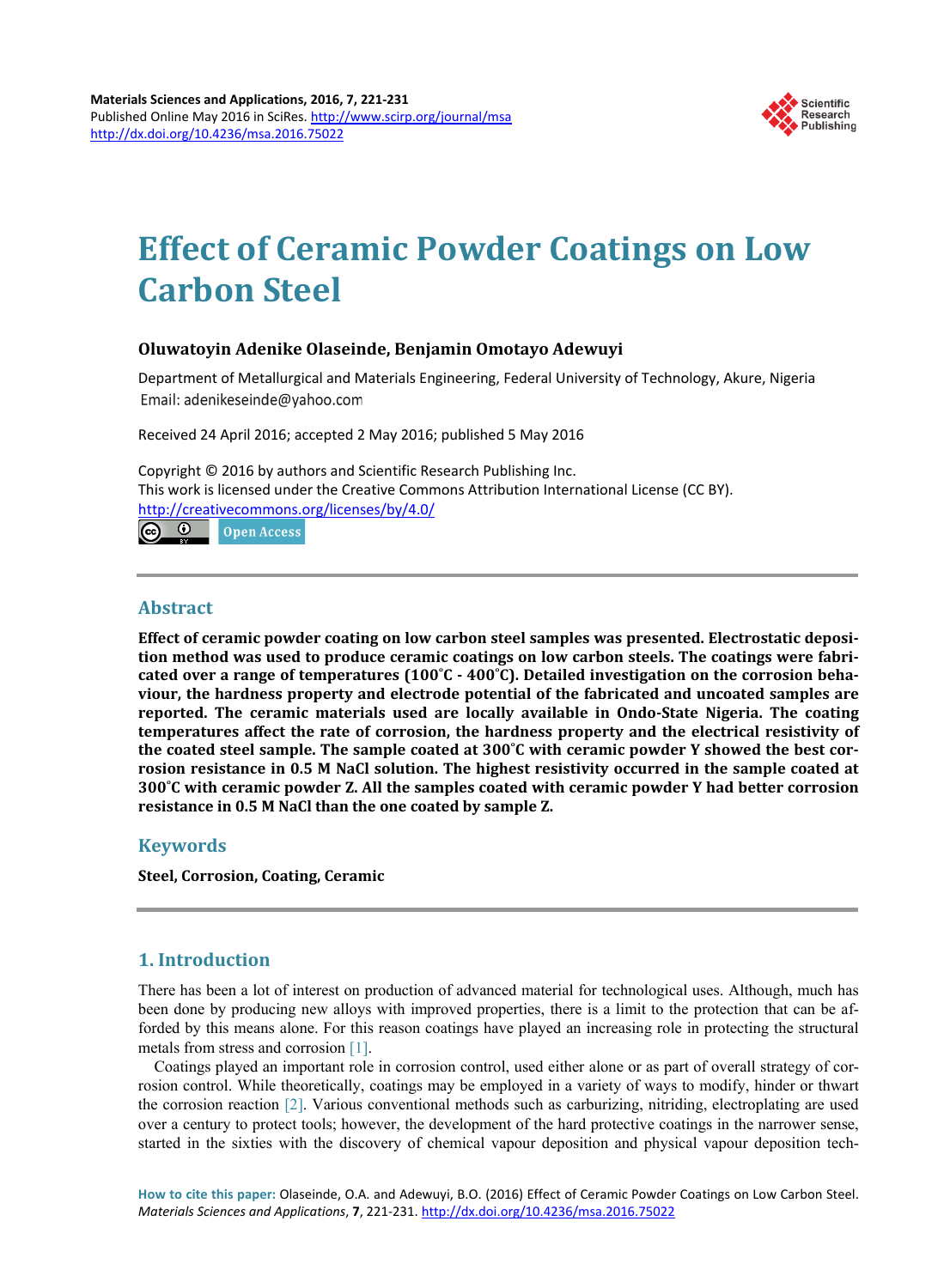# Effect of Ceramic Powder Coatings on Low Carbon Steel

**Oluwatoyin Adenike Olaseinde, Benjamin Omotayo Adewuyi**

Department of Metallurgical and Materials Engineering, Federal University of Technology, Akure, Nigeria
Email: adenikeseinde@yahoo.com

Received 24 April 2016; accepted 2 May 2016; published 5 May 2016

Copyright © 2016 by authors and Scientific Research Publishing Inc.
This work is licensed under the Creative Commons Attribution International License (CC BY).
http://creativecommons.org/licenses/by/4.0/

Open Access

## Abstract

**Effect of ceramic powder coating on low carbon steel samples was presented. Electrostatic deposition method was used to produce ceramic coatings on low carbon steels. The coatings were fabricated over a range of temperatures (100˚C - 400˚C). Detailed investigation on the corrosion behaviour, the hardness property and electrode potential of the fabricated and uncoated samples are reported. The ceramic materials used are locally available in Ondo-State Nigeria. The coating temperatures affect the rate of corrosion, the hardness property and the electrical resistivity of the coated steel sample. The sample coated at 300˚C with ceramic powder Y showed the best corrosion resistance in 0.5 M NaCl solution. The highest resistivity occurred in the sample coated at 300˚C with ceramic powder Z. All the samples coated with ceramic powder Y had better corrosion resistance in 0.5 M NaCl than the one coated by sample Z.**

## Keywords

**Steel, Corrosion, Coating, Ceramic**

## 1. Introduction

There has been a lot of interest on production of advanced material for technological uses. Although, much has been done by producing new alloys with improved properties, there is a limit to the protection that can be afforded by this means alone. For this reason coatings have played an increasing role in protecting the structural metals from stress and corrosion [1].

Coatings played an important role in corrosion control, used either alone or as part of overall strategy of corrosion control. While theoretically, coatings may be employed in a variety of ways to modify, hinder or thwart the corrosion reaction [2]. Various conventional methods such as carburizing, nitriding, electroplating are used over a century to protect tools; however, the development of the hard protective coatings in the narrower sense, started in the sixties with the discovery of chemical vapour deposition and physical vapour deposition tech-

**How to cite this paper:** Olaseinde, O.A. and Adewuyi, B.O. (2016) Effect of Ceramic Powder Coatings on Low Carbon Steel. *Materials Sciences and Applications*, **7**, 221-231. http://dx.doi.org/10.4236/msa.2016.75022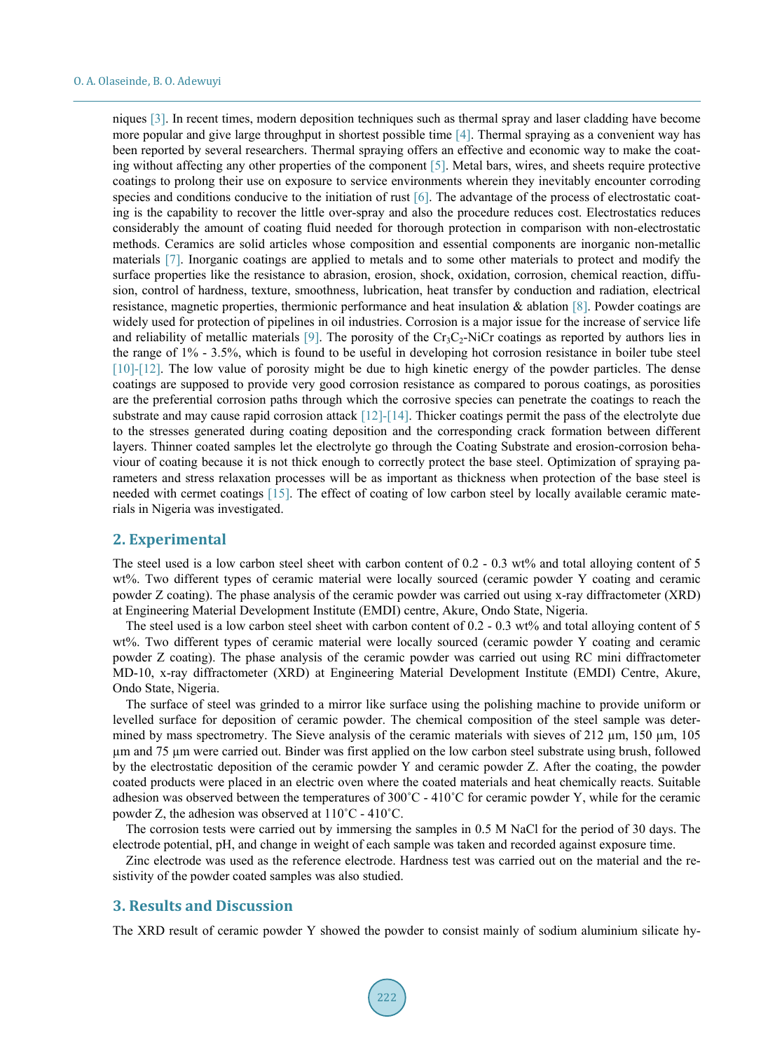niques [3]. In recent times, modern deposition techniques such as thermal spray and laser cladding have become more popular and give large throughput in shortest possible time [4]. Thermal spraying as a convenient way has been reported by several researchers. Thermal spraying offers an effective and economic way to make the coating without affecting any other properties of the component [5]. Metal bars, wires, and sheets require protective coatings to prolong their use on exposure to service environments wherein they inevitably encounter corroding species and conditions conducive to the initiation of rust [6]. The advantage of the process of electrostatic coating is the capability to recover the little over-spray and also the procedure reduces cost. Electrostatics reduces considerably the amount of coating fluid needed for thorough protection in comparison with non-electrostatic methods. Ceramics are solid articles whose composition and essential components are inorganic non-metallic materials [7]. Inorganic coatings are applied to metals and to some other materials to protect and modify the surface properties like the resistance to abrasion, erosion, shock, oxidation, corrosion, chemical reaction, diffusion, control of hardness, texture, smoothness, lubrication, heat transfer by conduction and radiation, electrical resistance, magnetic properties, thermionic performance and heat insulation & ablation [8]. Powder coatings are widely used for protection of pipelines in oil industries. Corrosion is a major issue for the increase of service life and reliability of metallic materials [9]. The porosity of the $Cr_3C_2$-NiCr coatings as reported by authors lies in the range of 1% - 3.5%, which is found to be useful in developing hot corrosion resistance in boiler tube steel [10]-[12]. The low value of porosity might be due to high kinetic energy of the powder particles. The dense coatings are supposed to provide very good corrosion resistance as compared to porous coatings, as porosities are the preferential corrosion paths through which the corrosive species can penetrate the coatings to reach the substrate and may cause rapid corrosion attack [12]-[14]. Thicker coatings permit the pass of the electrolyte due to the stresses generated during coating deposition and the corresponding crack formation between different layers. Thinner coated samples let the electrolyte go through the Coating Substrate and erosion-corrosion behaviour of coating because it is not thick enough to correctly protect the base steel. Optimization of spraying parameters and stress relaxation processes will be as important as thickness when protection of the base steel is needed with cermet coatings [15]. The effect of coating of low carbon steel by locally available ceramic materials in Nigeria was investigated.

## 2. Experimental

The steel used is a low carbon steel sheet with carbon content of 0.2 - 0.3 wt% and total alloying content of 5 wt%. Two different types of ceramic material were locally sourced (ceramic powder Y coating and ceramic powder Z coating). The phase analysis of the ceramic powder was carried out using x-ray diffractometer (XRD) at Engineering Material Development Institute (EMDI) centre, Akure, Ondo State, Nigeria.

The steel used is a low carbon steel sheet with carbon content of 0.2 - 0.3 wt% and total alloying content of 5 wt%. Two different types of ceramic material were locally sourced (ceramic powder Y coating and ceramic powder Z coating). The phase analysis of the ceramic powder was carried out using RC mini diffractometer MD-10, x-ray diffractometer (XRD) at Engineering Material Development Institute (EMDI) Centre, Akure, Ondo State, Nigeria.

The surface of steel was grinded to a mirror like surface using the polishing machine to provide uniform or levelled surface for deposition of ceramic powder. The chemical composition of the steel sample was determined by mass spectrometry. The Sieve analysis of the ceramic materials with sieves of 212 µm, 150 µm, 105 µm and 75 µm were carried out. Binder was first applied on the low carbon steel substrate using brush, followed by the electrostatic deposition of the ceramic powder Y and ceramic powder Z. After the coating, the powder coated products were placed in an electric oven where the coated materials and heat chemically reacts. Suitable adhesion was observed between the temperatures of 300˚C - 410˚C for ceramic powder Y, while for the ceramic powder Z, the adhesion was observed at 110˚C - 410˚C.

The corrosion tests were carried out by immersing the samples in 0.5 M NaCl for the period of 30 days. The electrode potential, pH, and change in weight of each sample was taken and recorded against exposure time.

Zinc electrode was used as the reference electrode. Hardness test was carried out on the material and the resistivity of the powder coated samples was also studied.

## 3. Results and Discussion

The XRD result of ceramic powder Y showed the powder to consist mainly of sodium aluminium silicate hy-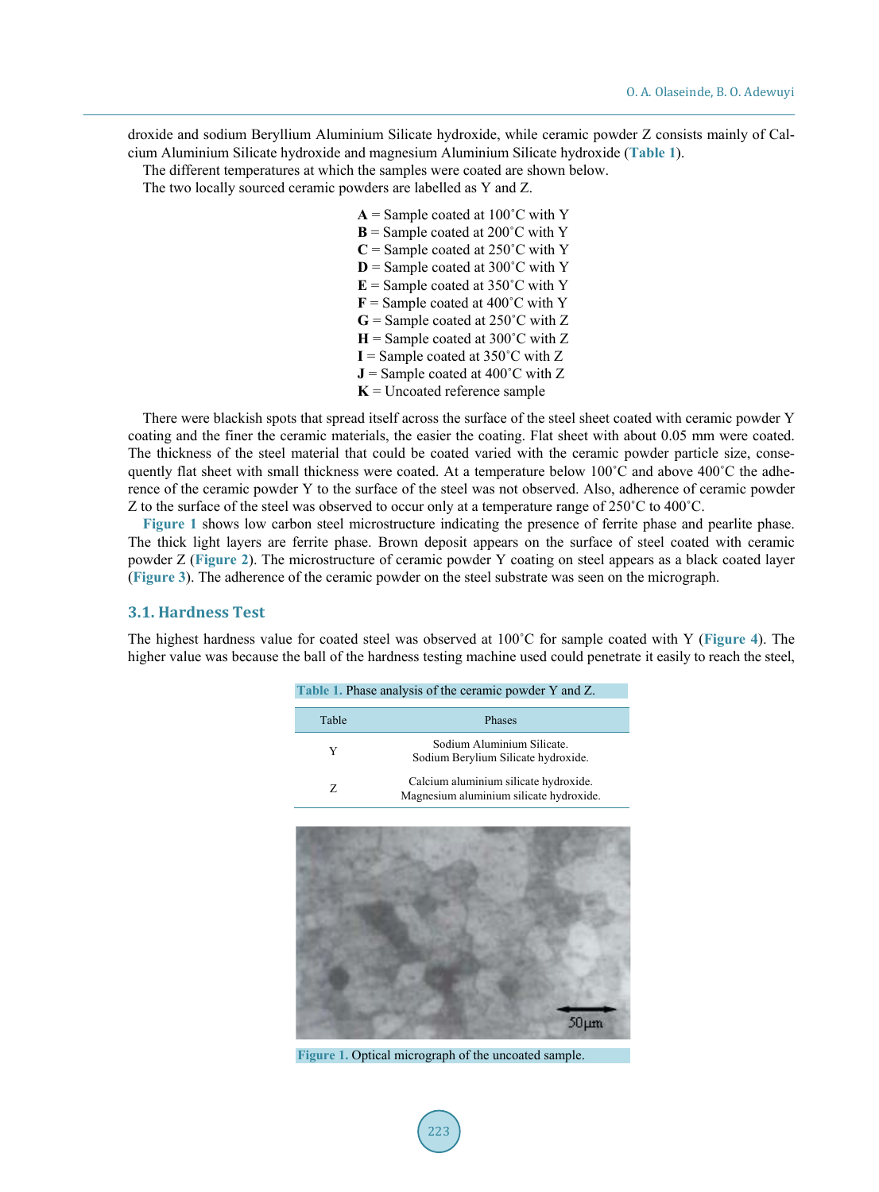droxide and sodium Beryllium Aluminium Silicate hydroxide, while ceramic powder Z consists mainly of Calcium Aluminium Silicate hydroxide and magnesium Aluminium Silicate hydroxide (Table 1).

The different temperatures at which the samples were coated are shown below.

The two locally sourced ceramic powders are labelled as Y and Z.

**A** = Sample coated at 100˚C with Y
**B** = Sample coated at 200˚C with Y
**C** = Sample coated at 250˚C with Y
**D** = Sample coated at 300˚C with Y
**E** = Sample coated at 350˚C with Y
**F** = Sample coated at 400˚C with Y
**G** = Sample coated at 250˚C with Z
**H** = Sample coated at 300˚C with Z
**I** = Sample coated at 350˚C with Z
**J** = Sample coated at 400˚C with Z
**K** = Uncoated reference sample

There were blackish spots that spread itself across the surface of the steel sheet coated with ceramic powder Y coating and the finer the ceramic materials, the easier the coating. Flat sheet with about 0.05 mm were coated. The thickness of the steel material that could be coated varied with the ceramic powder particle size, consequently flat sheet with small thickness were coated. At a temperature below 100˚C and above 400˚C the adherence of the ceramic powder Y to the surface of the steel was not observed. Also, adherence of ceramic powder Z to the surface of the steel was observed to occur only at a temperature range of 250˚C to 400˚C.

Figure 1 shows low carbon steel microstructure indicating the presence of ferrite phase and pearlite phase. The thick light layers are ferrite phase. Brown deposit appears on the surface of steel coated with ceramic powder Z (Figure 2). The microstructure of ceramic powder Y coating on steel appears as a black coated layer (Figure 3). The adherence of the ceramic powder on the steel substrate was seen on the micrograph.

## 3.1. Hardness Test

The highest hardness value for coated steel was observed at 100˚C for sample coated with Y (Figure 4). The higher value was because the ball of the hardness testing machine used could penetrate it easily to reach the steel,

Table 1. Phase analysis of the ceramic powder Y and Z.

| Table | Phases |
|---|---|
| Y | Sodium Aluminium Silicate.<br>Sodium Berylium Silicate hydroxide. |
| Z | Calcium aluminium silicate hydroxide.<br>Magnesium aluminium silicate hydroxide. |

Figure 1. Optical micrograph of the uncoated sample.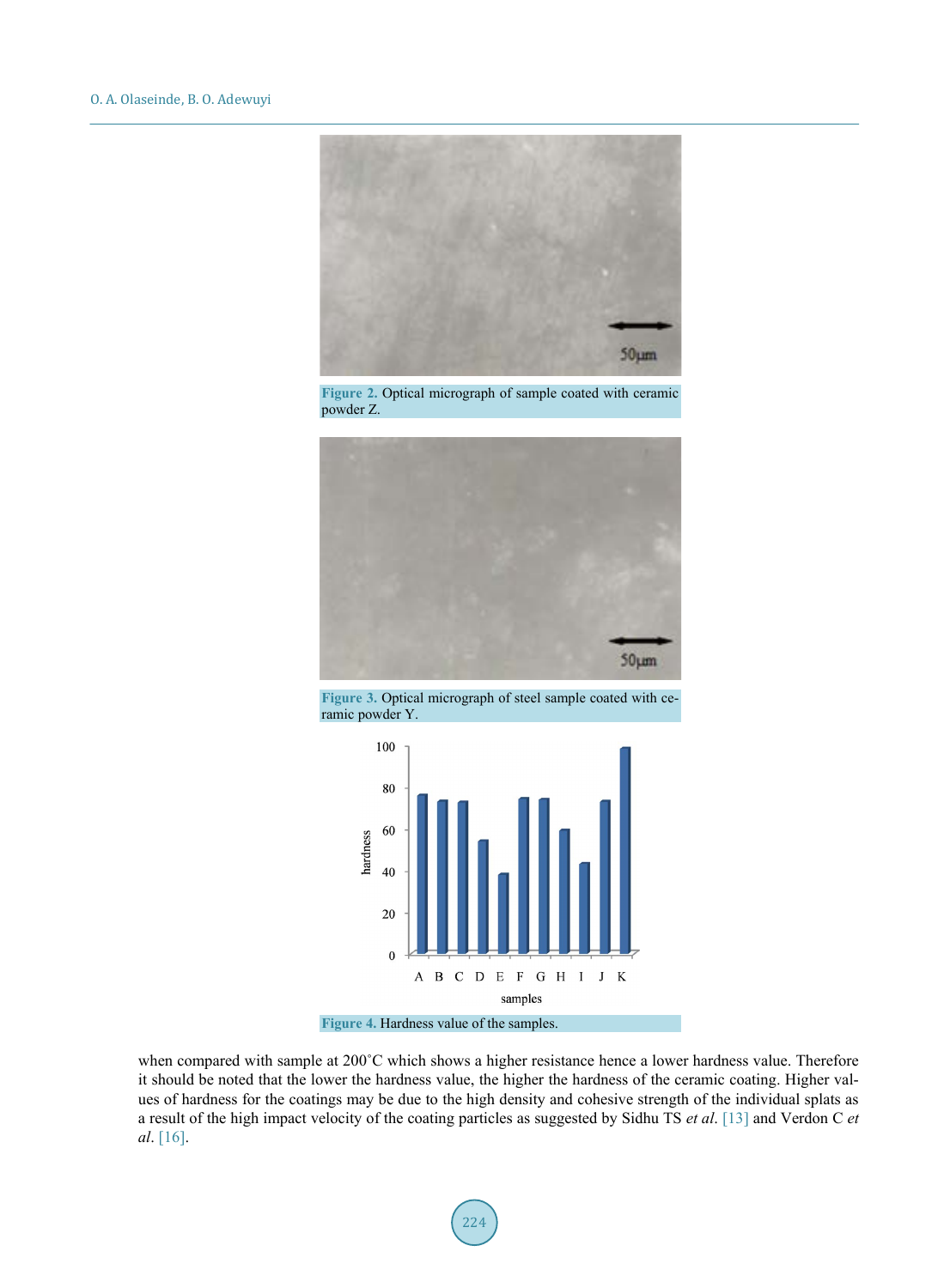Figure 2. Optical micrograph of sample coated with ceramic powder Z.

Figure 3. Optical micrograph of steel sample coated with ceramic powder Y.

Figure 4. Hardness value of the samples.

when compared with sample at 200˚C which shows a higher resistance hence a lower hardness value. Therefore it should be noted that the lower the hardness value, the higher the hardness of the ceramic coating. Higher values of hardness for the coatings may be due to the high density and cohesive strength of the individual splats as a result of the high impact velocity of the coating particles as suggested by Sidhu TS *et al*. [13] and Verdon C *et al*. [16].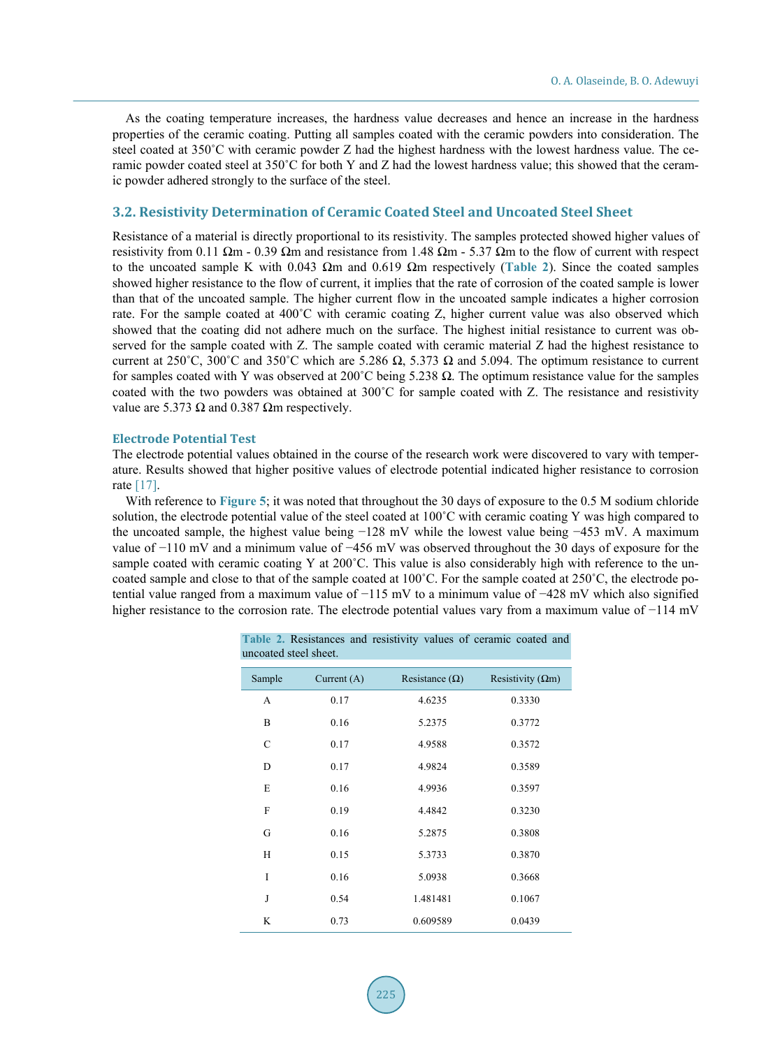As the coating temperature increases, the hardness value decreases and hence an increase in the hardness properties of the ceramic coating. Putting all samples coated with the ceramic powders into consideration. The steel coated at 350˚C with ceramic powder Z had the highest hardness with the lowest hardness value. The ceramic powder coated steel at 350˚C for both Y and Z had the lowest hardness value; this showed that the ceramic powder adhered strongly to the surface of the steel.

## 3.2. Resistivity Determination of Ceramic Coated Steel and Uncoated Steel Sheet

Resistance of a material is directly proportional to its resistivity. The samples protected showed higher values of resistivity from 0.11 Ωm - 0.39 Ωm and resistance from 1.48 Ωm - 5.37 Ωm to the flow of current with respect to the uncoated sample K with 0.043 Ωm and 0.619 Ωm respectively (Table 2). Since the coated samples showed higher resistance to the flow of current, it implies that the rate of corrosion of the coated sample is lower than that of the uncoated sample. The higher current flow in the uncoated sample indicates a higher corrosion rate. For the sample coated at 400˚C with ceramic coating Z, higher current value was also observed which showed that the coating did not adhere much on the surface. The highest initial resistance to current was observed for the sample coated with Z. The sample coated with ceramic material Z had the highest resistance to current at 250˚C, 300˚C and 350˚C which are 5.286 Ω, 5.373 Ω and 5.094. The optimum resistance to current for samples coated with Y was observed at 200˚C being 5.238 Ω. The optimum resistance value for the samples coated with the two powders was obtained at 300˚C for sample coated with Z. The resistance and resistivity value are 5.373 Ω and 0.387 Ωm respectively.

### Electrode Potential Test

The electrode potential values obtained in the course of the research work were discovered to vary with temperature. Results showed that higher positive values of electrode potential indicated higher resistance to corrosion rate [17].

With reference to Figure 5; it was noted that throughout the 30 days of exposure to the 0.5 M sodium chloride solution, the electrode potential value of the steel coated at 100˚C with ceramic coating Y was high compared to the uncoated sample, the highest value being −128 mV while the lowest value being −453 mV. A maximum value of −110 mV and a minimum value of −456 mV was observed throughout the 30 days of exposure for the sample coated with ceramic coating Y at 200˚C. This value is also considerably high with reference to the uncoated sample and close to that of the sample coated at 100˚C. For the sample coated at 250˚C, the electrode potential value ranged from a maximum value of −115 mV to a minimum value of −428 mV which also signified higher resistance to the corrosion rate. The electrode potential values vary from a maximum value of −114 mV

Table 2. Resistances and resistivity values of ceramic coated and uncoated steel sheet.

| Sample | Current (A) | Resistance (Ω) | Resistivity (Ωm) |
|---|---|---|---|
| A | 0.17 | 4.6235 | 0.3330 |
| B | 0.16 | 5.2375 | 0.3772 |
| C | 0.17 | 4.9588 | 0.3572 |
| D | 0.17 | 4.9824 | 0.3589 |
| E | 0.16 | 4.9936 | 0.3597 |
| F | 0.19 | 4.4842 | 0.3230 |
| G | 0.16 | 5.2875 | 0.3808 |
| H | 0.15 | 5.3733 | 0.3870 |
| I | 0.16 | 5.0938 | 0.3668 |
| J | 0.54 | 1.481481 | 0.1067 |
| K | 0.73 | 0.609589 | 0.0439 |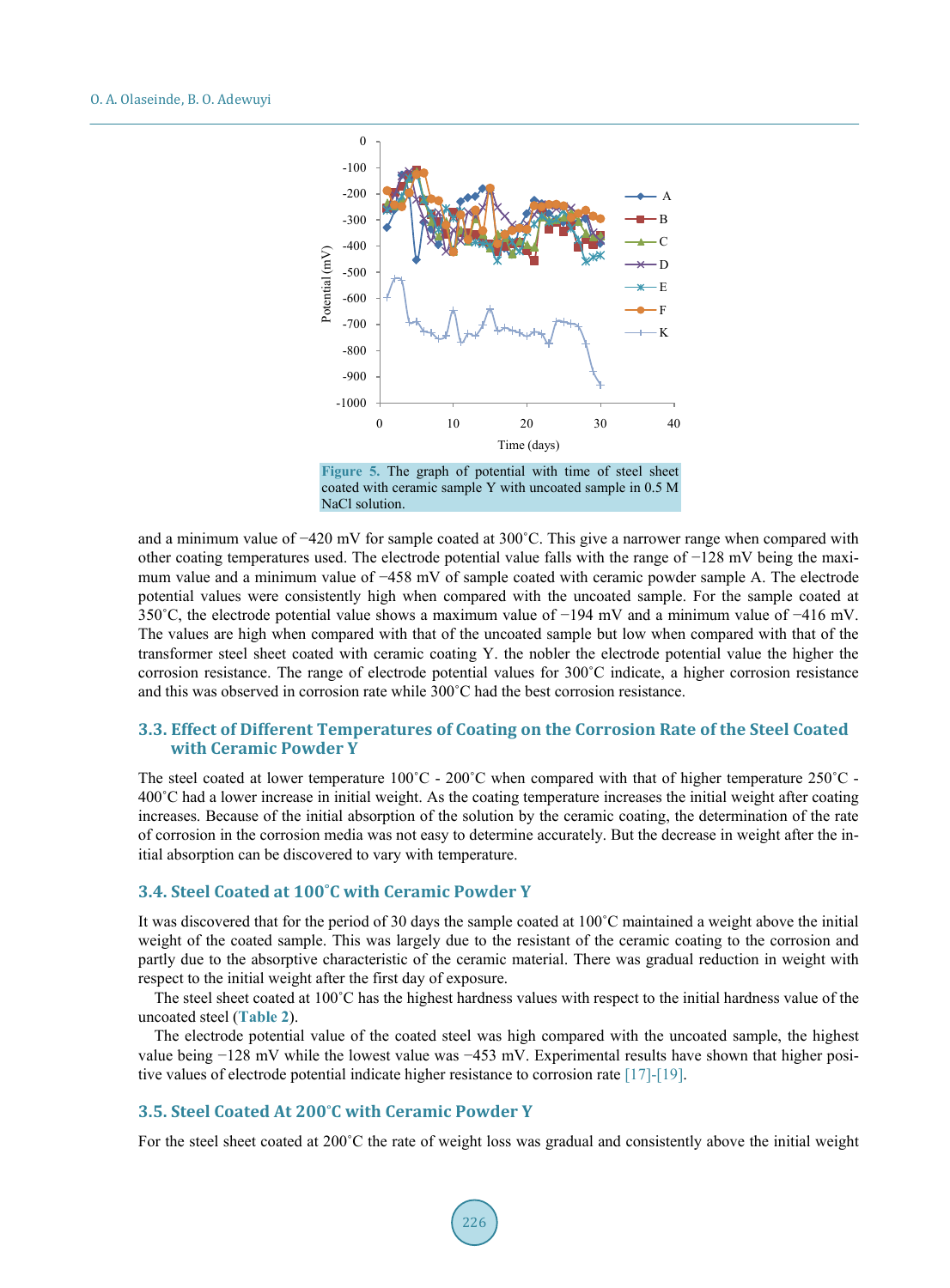Figure 5. The graph of potential with time of steel sheet coated with ceramic sample Y with uncoated sample in 0.5 M NaCl solution.

and a minimum value of −420 mV for sample coated at 300˚C. This give a narrower range when compared with other coating temperatures used. The electrode potential value falls with the range of −128 mV being the maximum value and a minimum value of −458 mV of sample coated with ceramic powder sample A. The electrode potential values were consistently high when compared with the uncoated sample. For the sample coated at 350˚C, the electrode potential value shows a maximum value of −194 mV and a minimum value of −416 mV. The values are high when compared with that of the uncoated sample but low when compared with that of the transformer steel sheet coated with ceramic coating Y. the nobler the electrode potential value the higher the corrosion resistance. The range of electrode potential values for 300˚C indicate, a higher corrosion resistance and this was observed in corrosion rate while 300˚C had the best corrosion resistance.

### 3.3. Effect of Different Temperatures of Coating on the Corrosion Rate of the Steel Coated with Ceramic Powder Y

The steel coated at lower temperature 100˚C - 200˚C when compared with that of higher temperature 250˚C - 400˚C had a lower increase in initial weight. As the coating temperature increases the initial weight after coating increases. Because of the initial absorption of the solution by the ceramic coating, the determination of the rate of corrosion in the corrosion media was not easy to determine accurately. But the decrease in weight after the initial absorption can be discovered to vary with temperature.

### 3.4. Steel Coated at 100˚C with Ceramic Powder Y

It was discovered that for the period of 30 days the sample coated at 100˚C maintained a weight above the initial weight of the coated sample. This was largely due to the resistant of the ceramic coating to the corrosion and partly due to the absorptive characteristic of the ceramic material. There was gradual reduction in weight with respect to the initial weight after the first day of exposure.

The steel sheet coated at 100˚C has the highest hardness values with respect to the initial hardness value of the uncoated steel (**Table 2**).

The electrode potential value of the coated steel was high compared with the uncoated sample, the highest value being −128 mV while the lowest value was −453 mV. Experimental results have shown that higher positive values of electrode potential indicate higher resistance to corrosion rate [17]-[19].

### 3.5. Steel Coated At 200˚C with Ceramic Powder Y

For the steel sheet coated at 200˚C the rate of weight loss was gradual and consistently above the initial weight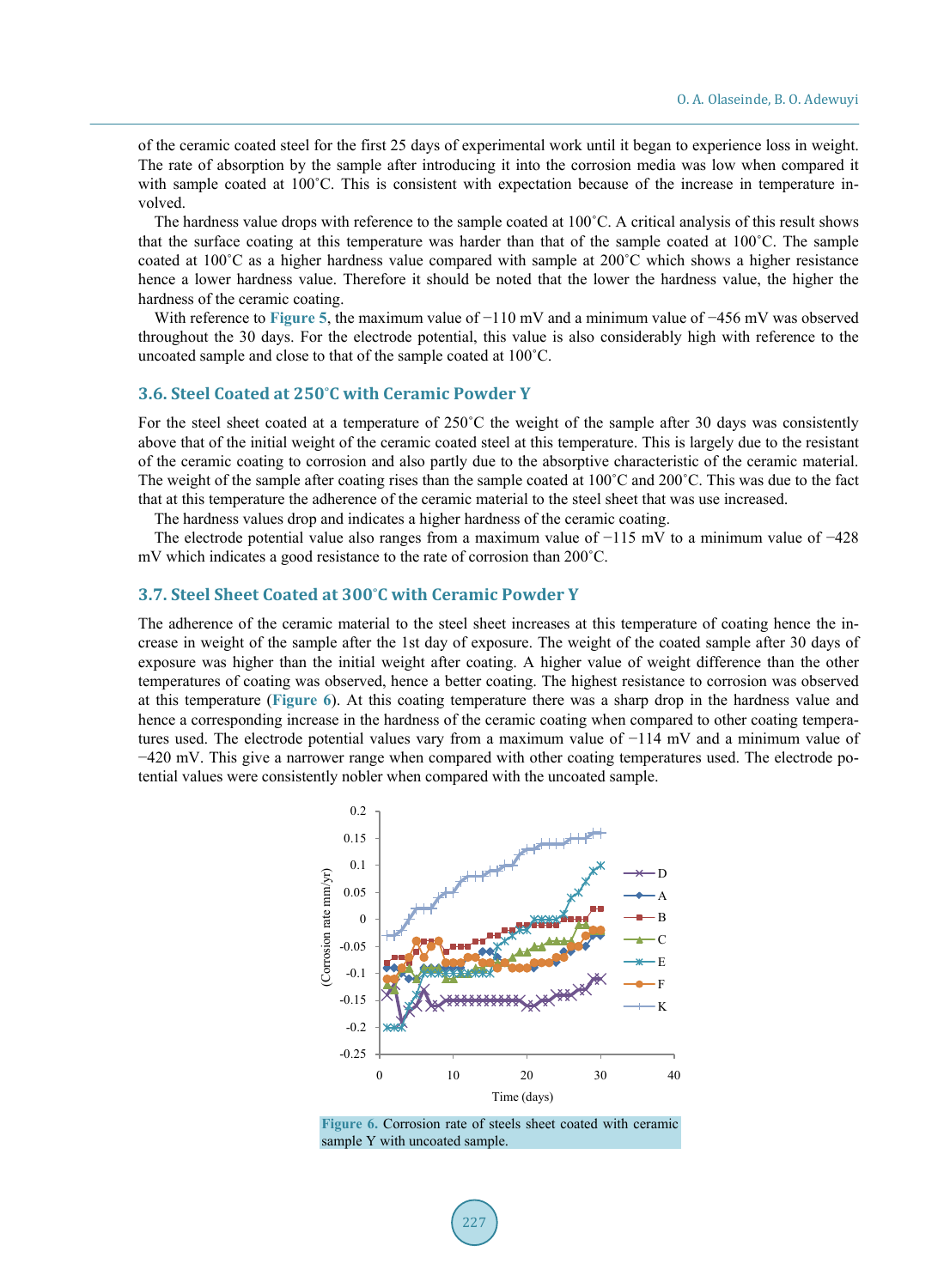of the ceramic coated steel for the first 25 days of experimental work until it began to experience loss in weight. The rate of absorption by the sample after introducing it into the corrosion media was low when compared it with sample coated at 100˚C. This is consistent with expectation because of the increase in temperature involved.

The hardness value drops with reference to the sample coated at 100˚C. A critical analysis of this result shows that the surface coating at this temperature was harder than that of the sample coated at 100˚C. The sample coated at 100˚C as a higher hardness value compared with sample at 200˚C which shows a higher resistance hence a lower hardness value. Therefore it should be noted that the lower the hardness value, the higher the hardness of the ceramic coating.

With reference to **Figure 5**, the maximum value of −110 mV and a minimum value of −456 mV was observed throughout the 30 days. For the electrode potential, this value is also considerably high with reference to the uncoated sample and close to that of the sample coated at 100˚C.

### 3.6. Steel Coated at 250˚C with Ceramic Powder Y

For the steel sheet coated at a temperature of 250˚C the weight of the sample after 30 days was consistently above that of the initial weight of the ceramic coated steel at this temperature. This is largely due to the resistant of the ceramic coating to corrosion and also partly due to the absorptive characteristic of the ceramic material. The weight of the sample after coating rises than the sample coated at 100˚C and 200˚C. This was due to the fact that at this temperature the adherence of the ceramic material to the steel sheet that was use increased.

The hardness values drop and indicates a higher hardness of the ceramic coating.

The electrode potential value also ranges from a maximum value of −115 mV to a minimum value of −428 mV which indicates a good resistance to the rate of corrosion than 200˚C.

### 3.7. Steel Sheet Coated at 300˚C with Ceramic Powder Y

The adherence of the ceramic material to the steel sheet increases at this temperature of coating hence the increase in weight of the sample after the 1st day of exposure. The weight of the coated sample after 30 days of exposure was higher than the initial weight after coating. A higher value of weight difference than the other temperatures of coating was observed, hence a better coating. The highest resistance to corrosion was observed at this temperature (**Figure 6**). At this coating temperature there was a sharp drop in the hardness value and hence a corresponding increase in the hardness of the ceramic coating when compared to other coating temperatures used. The electrode potential values vary from a maximum value of −114 mV and a minimum value of −420 mV. This give a narrower range when compared with other coating temperatures used. The electrode potential values were consistently nobler when compared with the uncoated sample.

**Figure 6.** Corrosion rate of steels sheet coated with ceramic sample Y with uncoated sample.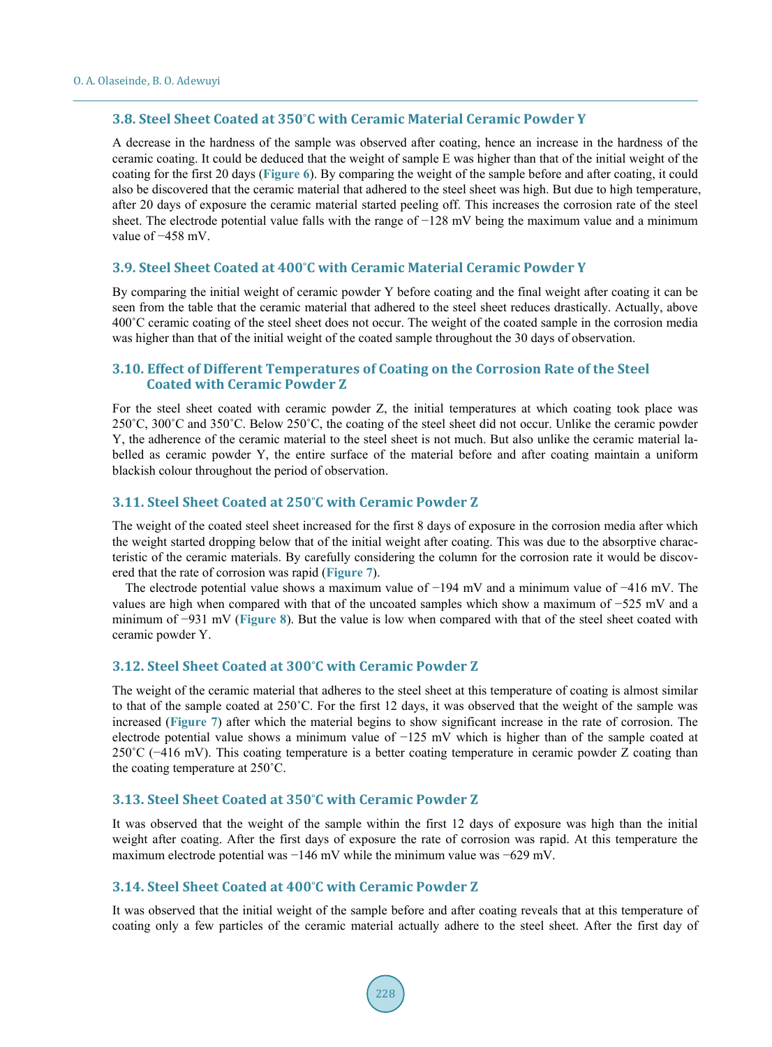### 3.8. Steel Sheet Coated at 350˚C with Ceramic Material Ceramic Powder Y

A decrease in the hardness of the sample was observed after coating, hence an increase in the hardness of the ceramic coating. It could be deduced that the weight of sample E was higher than that of the initial weight of the coating for the first 20 days (**Figure 6**). By comparing the weight of the sample before and after coating, it could also be discovered that the ceramic material that adhered to the steel sheet was high. But due to high temperature, after 20 days of exposure the ceramic material started peeling off. This increases the corrosion rate of the steel sheet. The electrode potential value falls with the range of −128 mV being the maximum value and a minimum value of −458 mV.

### 3.9. Steel Sheet Coated at 400˚C with Ceramic Material Ceramic Powder Y

By comparing the initial weight of ceramic powder Y before coating and the final weight after coating it can be seen from the table that the ceramic material that adhered to the steel sheet reduces drastically. Actually, above 400˚C ceramic coating of the steel sheet does not occur. The weight of the coated sample in the corrosion media was higher than that of the initial weight of the coated sample throughout the 30 days of observation.

### 3.10. Effect of Different Temperatures of Coating on the Corrosion Rate of the Steel Coated with Ceramic Powder Z

For the steel sheet coated with ceramic powder Z, the initial temperatures at which coating took place was 250˚C, 300˚C and 350˚C. Below 250˚C, the coating of the steel sheet did not occur. Unlike the ceramic powder Y, the adherence of the ceramic material to the steel sheet is not much. But also unlike the ceramic material labelled as ceramic powder Y, the entire surface of the material before and after coating maintain a uniform blackish colour throughout the period of observation.

### 3.11. Steel Sheet Coated at 250˚C with Ceramic Powder Z

The weight of the coated steel sheet increased for the first 8 days of exposure in the corrosion media after which the weight started dropping below that of the initial weight after coating. This was due to the absorptive characteristic of the ceramic materials. By carefully considering the column for the corrosion rate it would be discovered that the rate of corrosion was rapid (**Figure 7**).

The electrode potential value shows a maximum value of −194 mV and a minimum value of −416 mV. The values are high when compared with that of the uncoated samples which show a maximum of −525 mV and a minimum of −931 mV (**Figure 8**). But the value is low when compared with that of the steel sheet coated with ceramic powder Y.

### 3.12. Steel Sheet Coated at 300˚C with Ceramic Powder Z

The weight of the ceramic material that adheres to the steel sheet at this temperature of coating is almost similar to that of the sample coated at 250˚C. For the first 12 days, it was observed that the weight of the sample was increased (**Figure 7**) after which the material begins to show significant increase in the rate of corrosion. The electrode potential value shows a minimum value of −125 mV which is higher than of the sample coated at 250˚C (−416 mV). This coating temperature is a better coating temperature in ceramic powder Z coating than the coating temperature at 250˚C.

### 3.13. Steel Sheet Coated at 350˚C with Ceramic Powder Z

It was observed that the weight of the sample within the first 12 days of exposure was high than the initial weight after coating. After the first days of exposure the rate of corrosion was rapid. At this temperature the maximum electrode potential was −146 mV while the minimum value was −629 mV.

### 3.14. Steel Sheet Coated at 400˚C with Ceramic Powder Z

It was observed that the initial weight of the sample before and after coating reveals that at this temperature of coating only a few particles of the ceramic material actually adhere to the steel sheet. After the first day of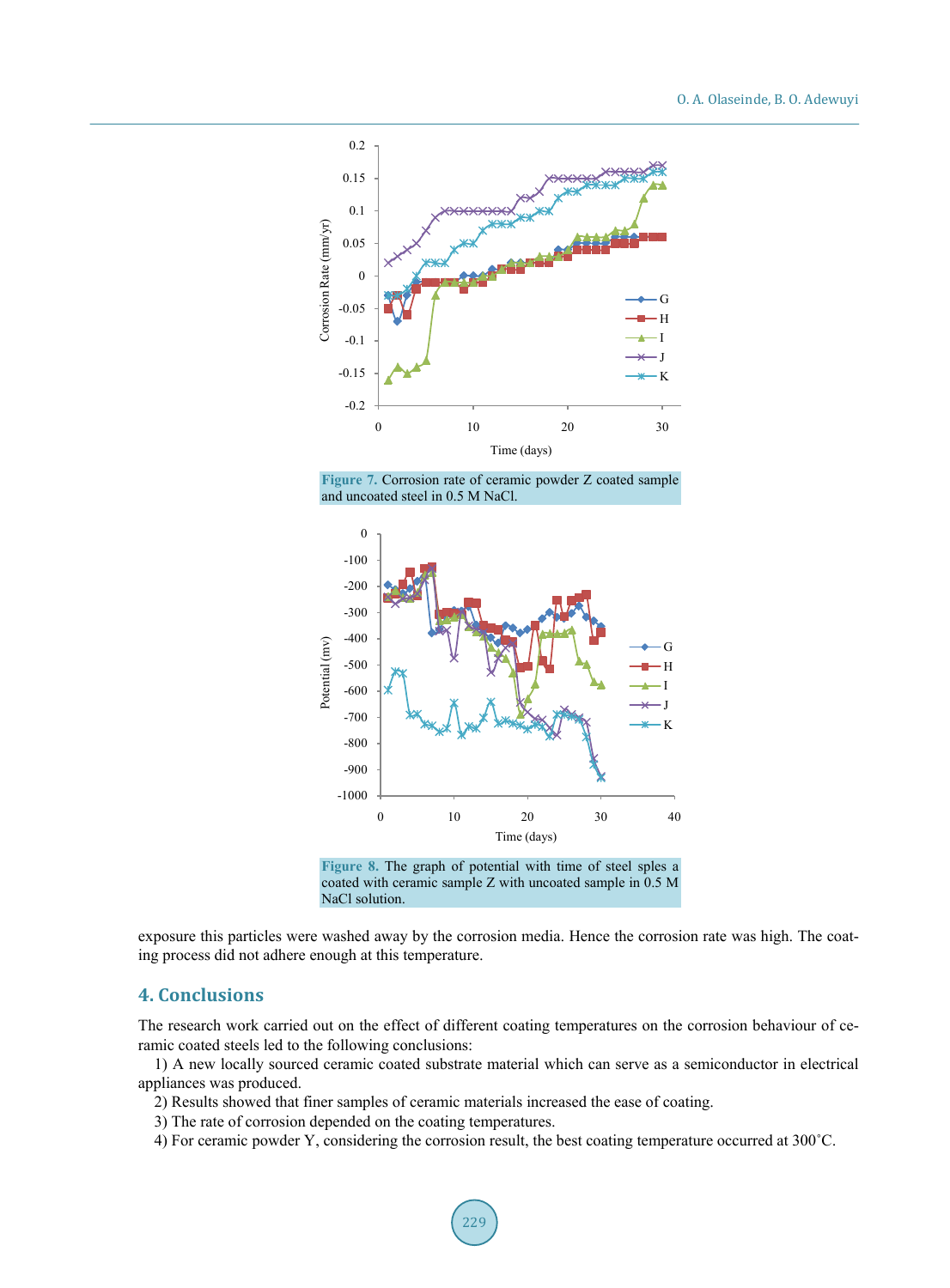**Figure 7.** Corrosion rate of ceramic powder Z coated sample and uncoated steel in 0.5 M NaCl.

**Figure 8.** The graph of potential with time of steel sples a coated with ceramic sample Z with uncoated sample in 0.5 M NaCl solution.

exposure this particles were washed away by the corrosion media. Hence the corrosion rate was high. The coating process did not adhere enough at this temperature.

## 4. Conclusions

The research work carried out on the effect of different coating temperatures on the corrosion behaviour of ceramic coated steels led to the following conclusions:

1) A new locally sourced ceramic coated substrate material which can serve as a semiconductor in electrical appliances was produced.

2) Results showed that finer samples of ceramic materials increased the ease of coating.

3) The rate of corrosion depended on the coating temperatures.

4) For ceramic powder Y, considering the corrosion result, the best coating temperature occurred at 300˚C.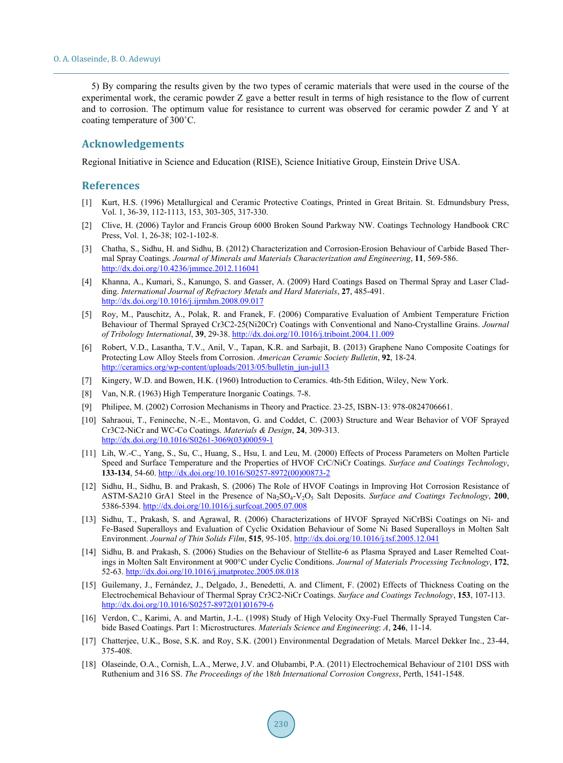5) By comparing the results given by the two types of ceramic materials that were used in the course of the experimental work, the ceramic powder Z gave a better result in terms of high resistance to the flow of current and to corrosion. The optimum value for resistance to current was observed for ceramic powder Z and Y at coating temperature of 300˚C.

## Acknowledgements

Regional Initiative in Science and Education (RISE), Science Initiative Group, Einstein Drive USA.

## References

[1] Kurt, H.S. (1996) Metallurgical and Ceramic Protective Coatings, Printed in Great Britain. St. Edmundsbury Press, Vol. 1, 36-39, 112-1113, 153, 303-305, 317-330.

[2] Clive, H. (2006) Taylor and Francis Group 6000 Broken Sound Parkway NW. Coatings Technology Handbook CRC Press, Vol. 1, 26-38; 102-1-102-8.

[3] Chatha, S., Sidhu, H. and Sidhu, B. (2012) Characterization and Corrosion-Erosion Behaviour of Carbide Based Thermal Spray Coatings. *Journal of Minerals and Materials Characterization and Engineering*, **11**, 569-586. http://dx.doi.org/10.4236/jmmce.2012.116041

[4] Khanna, A., Kumari, S., Kanungo, S. and Gasser, A. (2009) Hard Coatings Based on Thermal Spray and Laser Cladding. *International Journal of Refractory Metals and Hard Materials*, **27**, 485-491. http://dx.doi.org/10.1016/j.ijrmhm.2008.09.017

[5] Roy, M., Pauschitz, A., Polak, R. and Franek, F. (2006) Comparative Evaluation of Ambient Temperature Friction Behaviour of Thermal Sprayed Cr3C2-25(Ni20Cr) Coatings with Conventional and Nano-Crystalline Grains. *Journal of Tribology International*, **39**, 29-38. http://dx.doi.org/10.1016/j.triboint.2004.11.009

[6] Robert, V.D., Lasantha, T.V., Anil, V., Tapan, K.R. and Sarbajit, B. (2013) Graphene Nano Composite Coatings for Protecting Low Alloy Steels from Corrosion. *American Ceramic Society Bulletin*, **92**, 18-24. http://ceramics.org/wp-content/uploads/2013/05/bulletin_jun-jul13

[7] Kingery, W.D. and Bowen, H.K. (1960) Introduction to Ceramics. 4th-5th Edition, Wiley, New York.

[8] Van, N.R. (1963) High Temperature Inorganic Coatings. 7-8.

[9] Philipee, M. (2002) Corrosion Mechanisms in Theory and Practice. 23-25, ISBN-13: 978-0824706661.

[10] Sahraoui, T., Fenineche, N.-E., Montavon, G. and Coddet, C. (2003) Structure and Wear Behavior of VOF Sprayed Cr3C2-NiCr and WC-Co Coatings. *Materials & Design*, **24**, 309-313. http://dx.doi.org/10.1016/S0261-3069(03)00059-1

[11] Lih, W.-C., Yang, S., Su, C., Huang, S., Hsu, I. and Leu, M. (2000) Effects of Process Parameters on Molten Particle Speed and Surface Temperature and the Properties of HVOF CrC/NiCr Coatings. *Surface and Coatings Technology*, **133-134**, 54-60. http://dx.doi.org/10.1016/S0257-8972(00)00873-2

[12] Sidhu, H., Sidhu, B. and Prakash, S. (2006) The Role of HVOF Coatings in Improving Hot Corrosion Resistance of ASTM-SA210 GrA1 Steel in the Presence of $Na_2SO_4$-$V_2O_5$ Salt Deposits. *Surface and Coatings Technology*, **200**, 5386-5394. http://dx.doi.org/10.1016/j.surfcoat.2005.07.008

[13] Sidhu, T., Prakash, S. and Agrawal, R. (2006) Characterizations of HVOF Sprayed NiCrBSi Coatings on Ni- and Fe-Based Superalloys and Evaluation of Cyclic Oxidation Behaviour of Some Ni Based Superalloys in Molten Salt Environment. *Journal of Thin Solids Film*, **515**, 95-105. http://dx.doi.org/10.1016/j.tsf.2005.12.041

[14] Sidhu, B. and Prakash, S. (2006) Studies on the Behaviour of Stellite-6 as Plasma Sprayed and Laser Remelted Coatings in Molten Salt Environment at 900°C under Cyclic Conditions. *Journal of Materials Processing Technology*, **172**, 52-63. http://dx.doi.org/10.1016/j.jmatprotec.2005.08.018

[15] Guilemany, J., Fernández, J., Delgado, J., Benedetti, A. and Climent, F. (2002) Effects of Thickness Coating on the Electrochemical Behaviour of Thermal Spray Cr3C2-NiCr Coatings. *Surface and Coatings Technology*, **153**, 107-113. http://dx.doi.org/10.1016/S0257-8972(01)01679-6

[16] Verdon, C., Karimi, A. and Martin, J.-L. (1998) Study of High Velocity Oxy-Fuel Thermally Sprayed Tungsten Carbide Based Coatings. Part 1: Microstructures. *Materials Science and Engineering*: *A*, **246**, 11-14.

[17] Chatterjee, U.K., Bose, S.K. and Roy, S.K. (2001) Environmental Degradation of Metals. Marcel Dekker Inc., 23-44, 375-408.

[18] Olaseinde, O.A., Cornish, L.A., Merwe, J.V. and Olubambi, P.A. (2011) Electrochemical Behaviour of 2101 DSS with Ruthenium and 316 SS. *The Proceedings of the* 18*th International Corrosion Congress*, Perth, 1541-1548.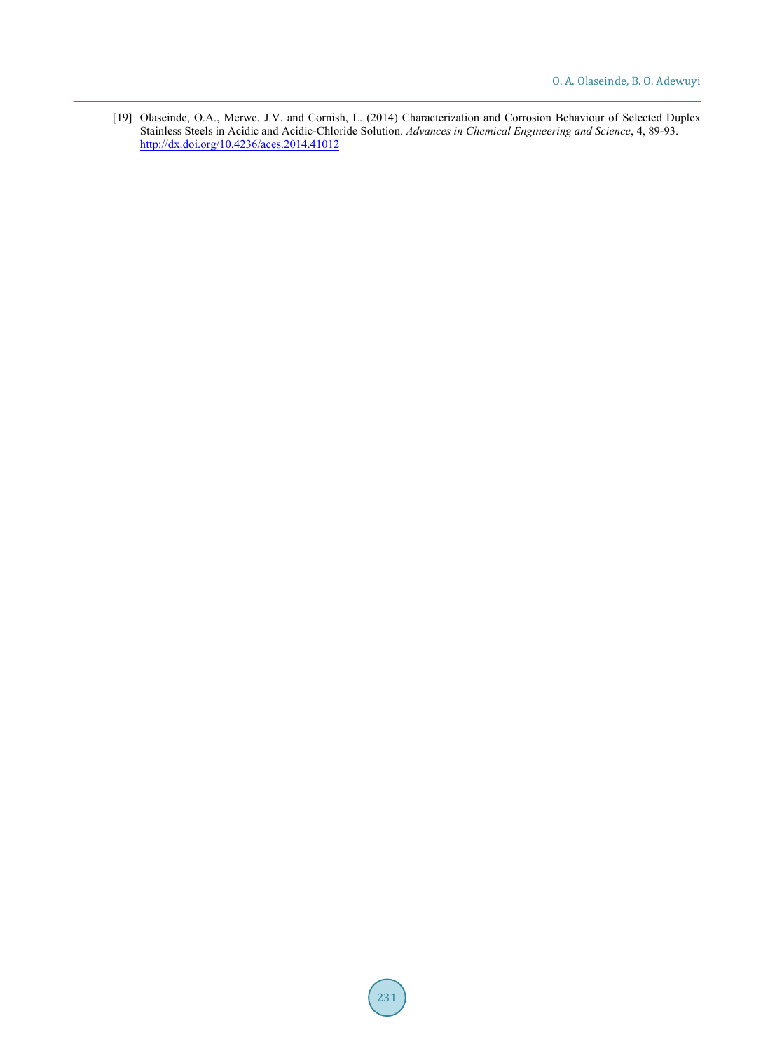[19] Olaseinde, O.A., Merwe, J.V. and Cornish, L. (2014) Characterization and Corrosion Behaviour of Selected Duplex Stainless Steels in Acidic and Acidic-Chloride Solution. *Advances in Chemical Engineering and Science*, **4**, 89-93. http://dx.doi.org/10.4236/aces.2014.41012